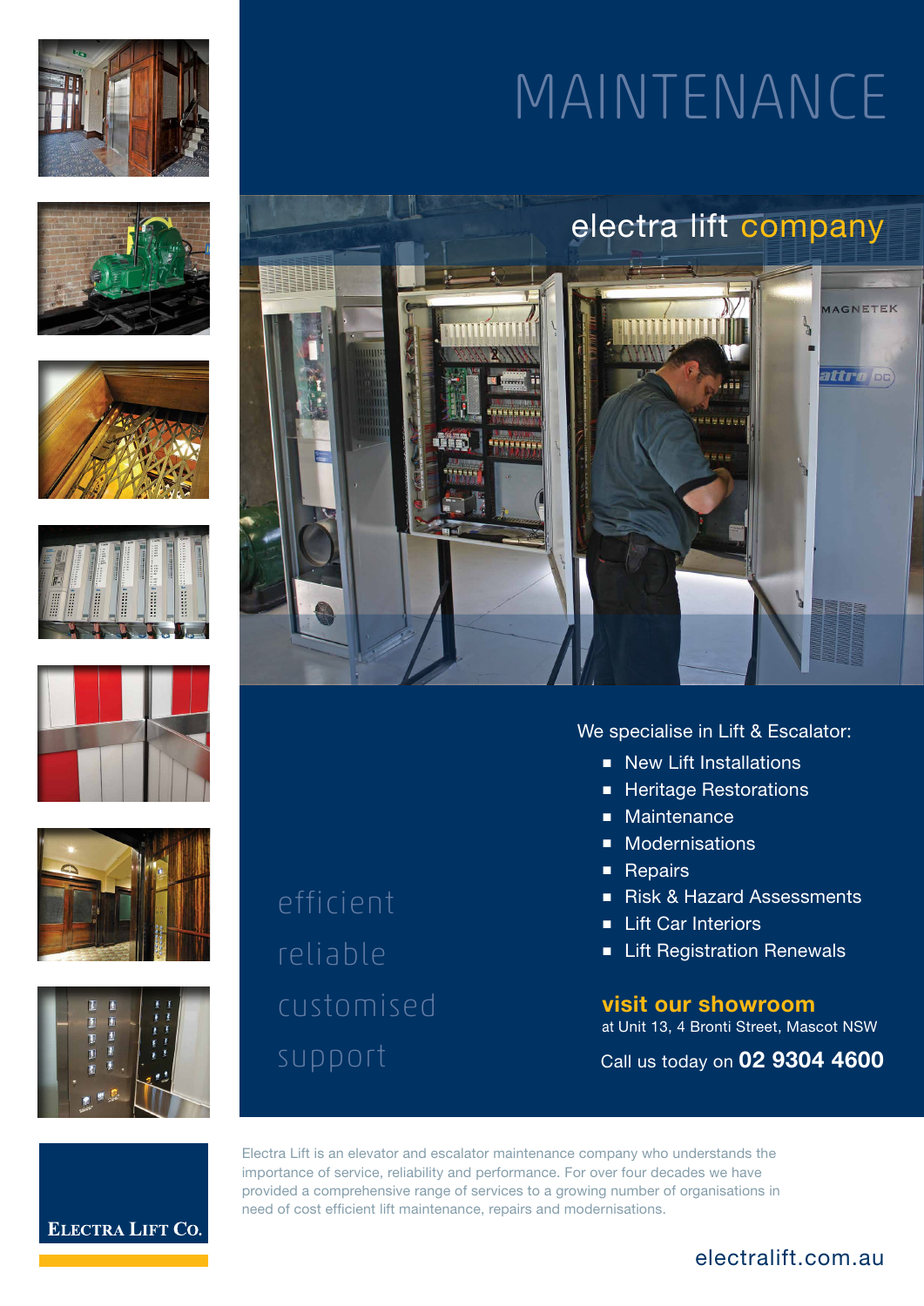# MAINTENANCE

## electra lift company

efficient

reliable

customised

support

We specialise in Lift & Escalator:

- New Lift Installations
- Heritage Restorations
- Maintenance
- Modernisations
- Repairs
- Risk & Hazard Assessments
- Lift Car Interiors
- Lift Registration Renewals

**visit our showroom**
at Unit 13, 4 Bronti Street, Mascot NSW

Call us today on **02 9304 4600**

ELECTRA LIFT CO.

Electra Lift is an elevator and escalator maintenance company who understands the importance of service, reliability and performance. For over four decades we have provided a comprehensive range of services to a growing number of organisations in need of cost efficient lift maintenance, repairs and modernisations.

electralift.com.au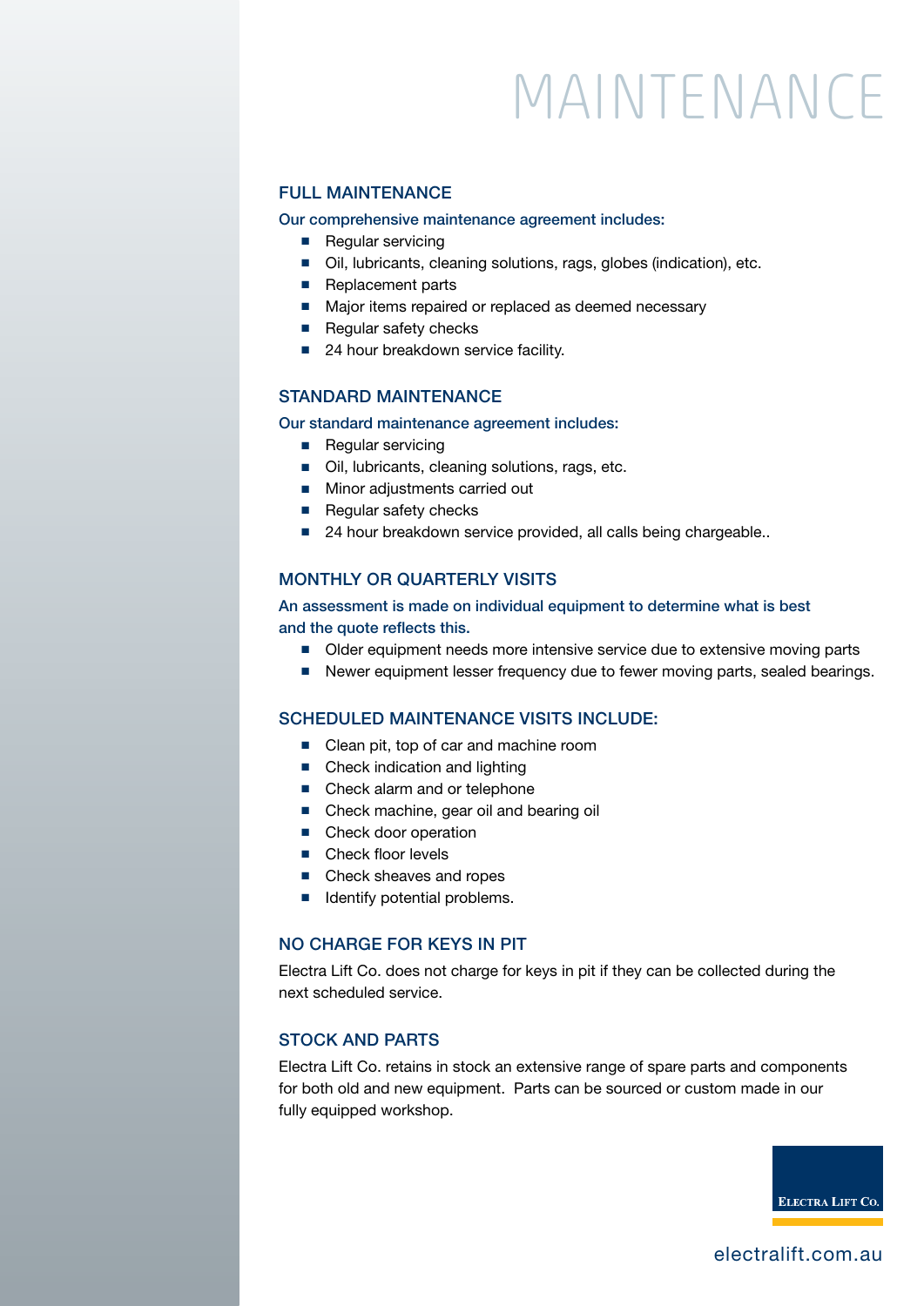# MAINTENANCE

## FULL MAINTENANCE

**Our comprehensive maintenance agreement includes:**

- Regular servicing
- Oil, lubricants, cleaning solutions, rags, globes (indication), etc.
- Replacement parts
- Major items repaired or replaced as deemed necessary
- Regular safety checks
- 24 hour breakdown service facility.

## STANDARD MAINTENANCE

**Our standard maintenance agreement includes:**

- Regular servicing
- Oil, lubricants, cleaning solutions, rags, etc.
- Minor adjustments carried out
- Regular safety checks
- 24 hour breakdown service provided, all calls being chargeable..

## MONTHLY OR QUARTERLY VISITS

**An assessment is made on individual equipment to determine what is best and the quote reflects this.**

- Older equipment needs more intensive service due to extensive moving parts
- Newer equipment lesser frequency due to fewer moving parts, sealed bearings.

## SCHEDULED MAINTENANCE VISITS INCLUDE:

- Clean pit, top of car and machine room
- Check indication and lighting
- Check alarm and or telephone
- Check machine, gear oil and bearing oil
- Check door operation
- Check floor levels
- Check sheaves and ropes
- Identify potential problems.

## NO CHARGE FOR KEYS IN PIT

Electra Lift Co. does not charge for keys in pit if they can be collected during the next scheduled service.

## STOCK AND PARTS

Electra Lift Co. retains in stock an extensive range of spare parts and components for both old and new equipment. Parts can be sourced or custom made in our fully equipped workshop.

ELECTRA LIFT CO.

electralift.com.au